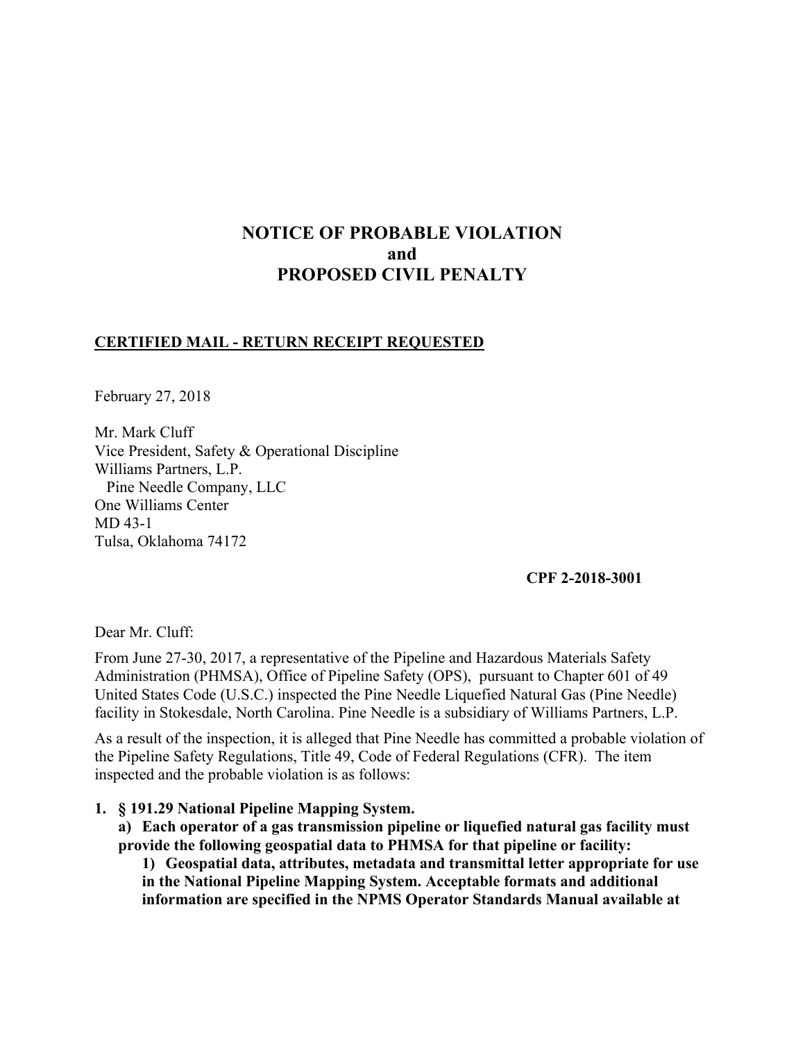# NOTICE OF PROBABLE VIOLATION
# and
# PROPOSED CIVIL PENALTY

**CERTIFIED MAIL - RETURN RECEIPT REQUESTED**

February 27, 2018

Mr. Mark Cluff
Vice President, Safety & Operational Discipline
Williams Partners, L.P.
Pine Needle Company, LLC
One Williams Center
MD 43-1
Tulsa, Oklahoma 74172

**CPF 2-2018-3001**

Dear Mr. Cluff:

From June 27-30, 2017, a representative of the Pipeline and Hazardous Materials Safety Administration (PHMSA), Office of Pipeline Safety (OPS), pursuant to Chapter 601 of 49 United States Code (U.S.C.) inspected the Pine Needle Liquefied Natural Gas (Pine Needle) facility in Stokesdale, North Carolina. Pine Needle is a subsidiary of Williams Partners, L.P.

As a result of the inspection, it is alleged that Pine Needle has committed a probable violation of the Pipeline Safety Regulations, Title 49, Code of Federal Regulations (CFR). The item inspected and the probable violation is as follows:

1. **§ 191.29 National Pipeline Mapping System.**

   **a) Each operator of a gas transmission pipeline or liquefied natural gas facility must provide the following geospatial data to PHMSA for that pipeline or facility:**

   **1) Geospatial data, attributes, metadata and transmittal letter appropriate for use in the National Pipeline Mapping System. Acceptable formats and additional information are specified in the NPMS Operator Standards Manual available at**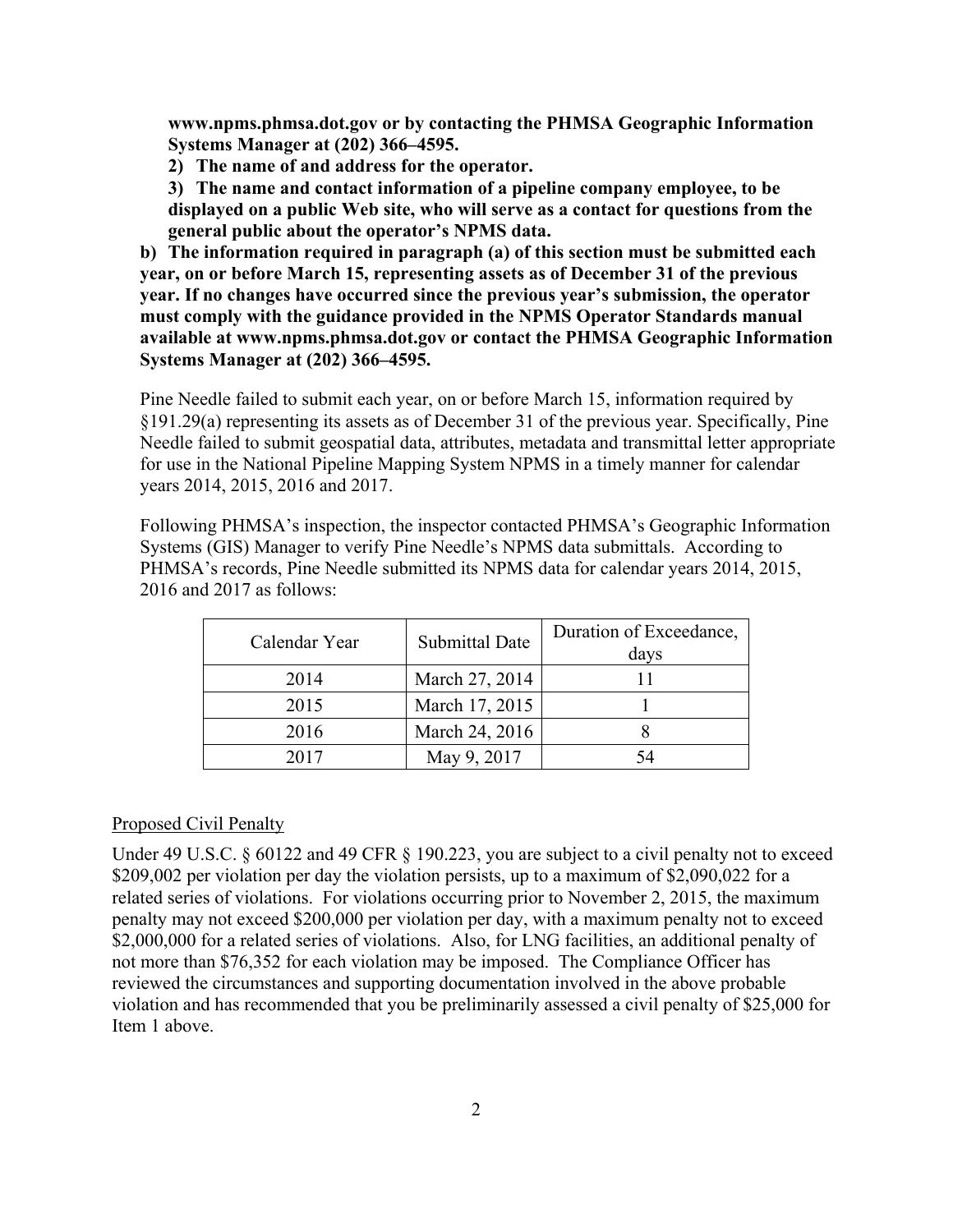**www.npms.phmsa.dot.gov or by contacting the PHMSA Geographic Information Systems Manager at (202) 366–4595.**

**2) The name of and address for the operator.**

**3) The name and contact information of a pipeline company employee, to be displayed on a public Web site, who will serve as a contact for questions from the general public about the operator's NPMS data.**

**b) The information required in paragraph (a) of this section must be submitted each year, on or before March 15, representing assets as of December 31 of the previous year. If no changes have occurred since the previous year's submission, the operator must comply with the guidance provided in the NPMS Operator Standards manual available at www.npms.phmsa.dot.gov or contact the PHMSA Geographic Information Systems Manager at (202) 366–4595.**

Pine Needle failed to submit each year, on or before March 15, information required by §191.29(a) representing its assets as of December 31 of the previous year. Specifically, Pine Needle failed to submit geospatial data, attributes, metadata and transmittal letter appropriate for use in the National Pipeline Mapping System NPMS in a timely manner for calendar years 2014, 2015, 2016 and 2017.

Following PHMSA's inspection, the inspector contacted PHMSA's Geographic Information Systems (GIS) Manager to verify Pine Needle's NPMS data submittals. According to PHMSA's records, Pine Needle submitted its NPMS data for calendar years 2014, 2015, 2016 and 2017 as follows:

| Calendar Year | Submittal Date | Duration of Exceedance, days |
|---|---|---|
| 2014 | March 27, 2014 | 11 |
| 2015 | March 17, 2015 | 1 |
| 2016 | March 24, 2016 | 8 |
| 2017 | May 9, 2017 | 54 |

Proposed Civil Penalty

Under 49 U.S.C. § 60122 and 49 CFR § 190.223, you are subject to a civil penalty not to exceed $209,002 per violation per day the violation persists, up to a maximum of $2,090,022 for a related series of violations. For violations occurring prior to November 2, 2015, the maximum penalty may not exceed $200,000 per violation per day, with a maximum penalty not to exceed $2,000,000 for a related series of violations. Also, for LNG facilities, an additional penalty of not more than $76,352 for each violation may be imposed. The Compliance Officer has reviewed the circumstances and supporting documentation involved in the above probable violation and has recommended that you be preliminarily assessed a civil penalty of $25,000 for Item 1 above.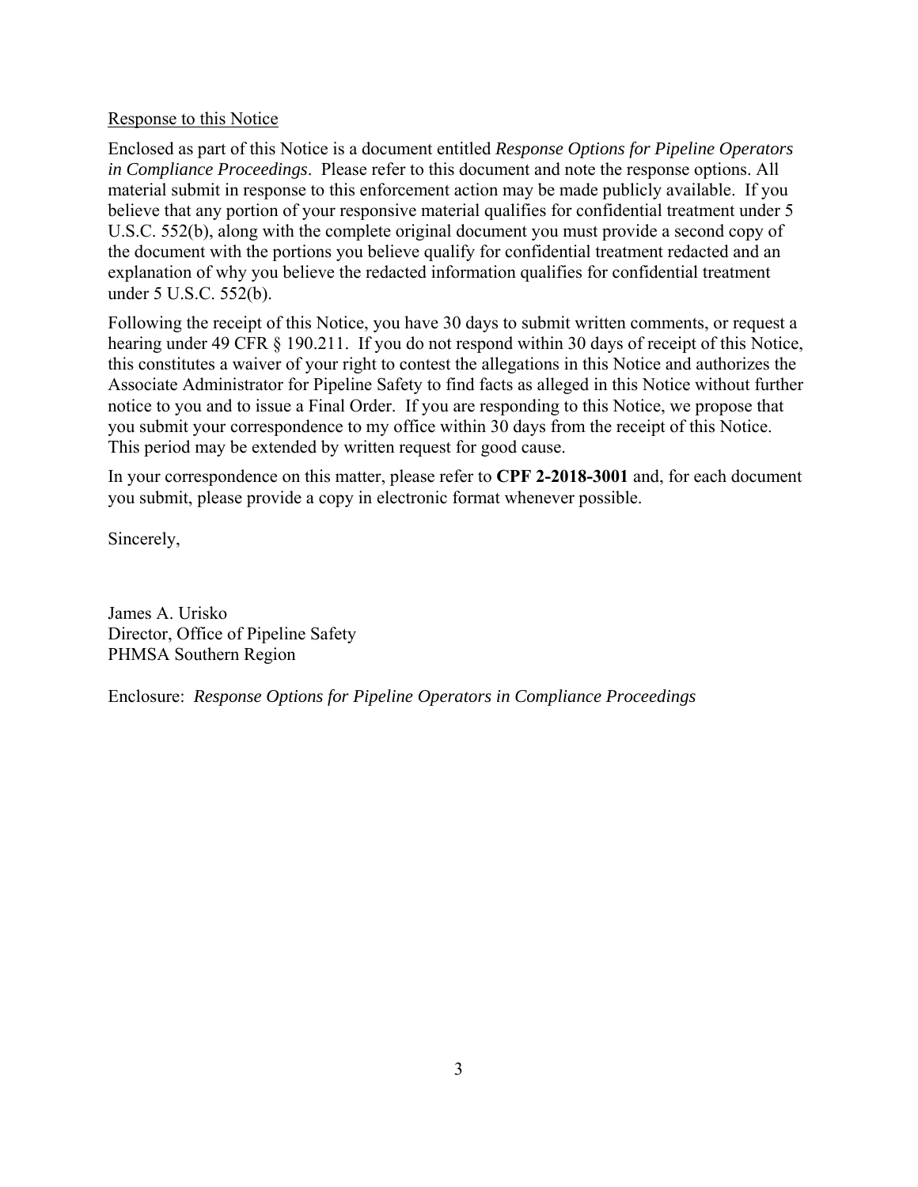Response to this Notice

Enclosed as part of this Notice is a document entitled *Response Options for Pipeline Operators in Compliance Proceedings*. Please refer to this document and note the response options. All material submit in response to this enforcement action may be made publicly available. If you believe that any portion of your responsive material qualifies for confidential treatment under 5 U.S.C. 552(b), along with the complete original document you must provide a second copy of the document with the portions you believe qualify for confidential treatment redacted and an explanation of why you believe the redacted information qualifies for confidential treatment under 5 U.S.C. 552(b).

Following the receipt of this Notice, you have 30 days to submit written comments, or request a hearing under 49 CFR § 190.211. If you do not respond within 30 days of receipt of this Notice, this constitutes a waiver of your right to contest the allegations in this Notice and authorizes the Associate Administrator for Pipeline Safety to find facts as alleged in this Notice without further notice to you and to issue a Final Order. If you are responding to this Notice, we propose that you submit your correspondence to my office within 30 days from the receipt of this Notice. This period may be extended by written request for good cause.

In your correspondence on this matter, please refer to **CPF 2-2018-3001** and, for each document you submit, please provide a copy in electronic format whenever possible.

Sincerely,

James A. Urisko
Director, Office of Pipeline Safety
PHMSA Southern Region

Enclosure: *Response Options for Pipeline Operators in Compliance Proceedings*